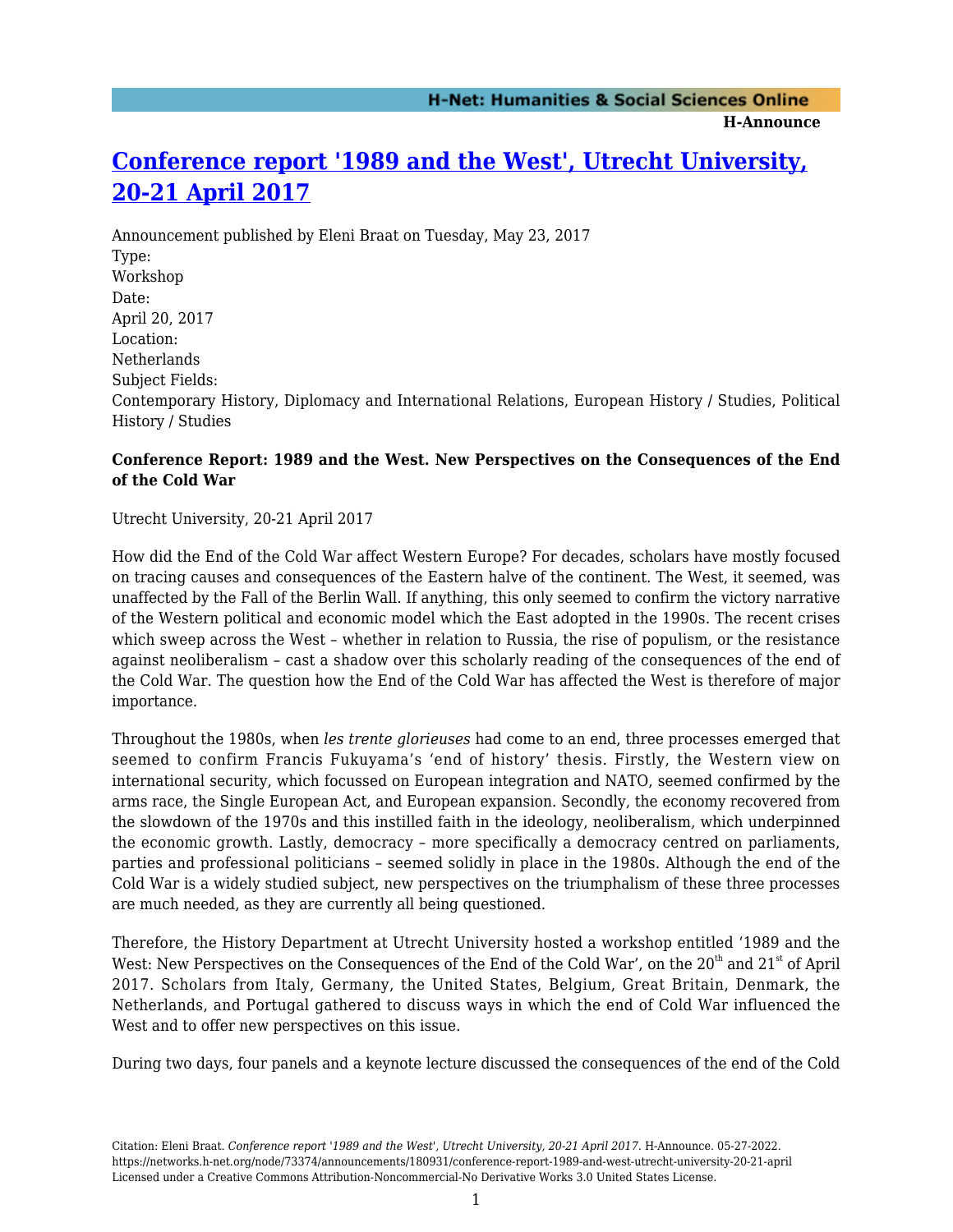# [Conference report '1989 and the West', Utrecht University, 20-21 April 2017]

Announcement published by Eleni Braat on Tuesday, May 23, 2017

Type:
Workshop
Date:
April 20, 2017
Location:
Netherlands
Subject Fields:
Contemporary History, Diplomacy and International Relations, European History / Studies, Political History / Studies

**Conference Report: 1989 and the West. New Perspectives on the Consequences of the End of the Cold War**

Utrecht University, 20-21 April 2017

How did the End of the Cold War affect Western Europe? For decades, scholars have mostly focused on tracing causes and consequences of the Eastern halve of the continent. The West, it seemed, was unaffected by the Fall of the Berlin Wall. If anything, this only seemed to confirm the victory narrative of the Western political and economic model which the East adopted in the 1990s. The recent crises which sweep across the West – whether in relation to Russia, the rise of populism, or the resistance against neoliberalism – cast a shadow over this scholarly reading of the consequences of the end of the Cold War. The question how the End of the Cold War has affected the West is therefore of major importance.

Throughout the 1980s, when *les trente glorieuses* had come to an end, three processes emerged that seemed to confirm Francis Fukuyama's 'end of history' thesis. Firstly, the Western view on international security, which focussed on European integration and NATO, seemed confirmed by the arms race, the Single European Act, and European expansion. Secondly, the economy recovered from the slowdown of the 1970s and this instilled faith in the ideology, neoliberalism, which underpinned the economic growth. Lastly, democracy – more specifically a democracy centred on parliaments, parties and professional politicians – seemed solidly in place in the 1980s. Although the end of the Cold War is a widely studied subject, new perspectives on the triumphalism of these three processes are much needed, as they are currently all being questioned.

Therefore, the History Department at Utrecht University hosted a workshop entitled '1989 and the West: New Perspectives on the Consequences of the End of the Cold War', on the 20th and 21st of April 2017. Scholars from Italy, Germany, the United States, Belgium, Great Britain, Denmark, the Netherlands, and Portugal gathered to discuss ways in which the end of Cold War influenced the West and to offer new perspectives on this issue.

During two days, four panels and a keynote lecture discussed the consequences of the end of the Cold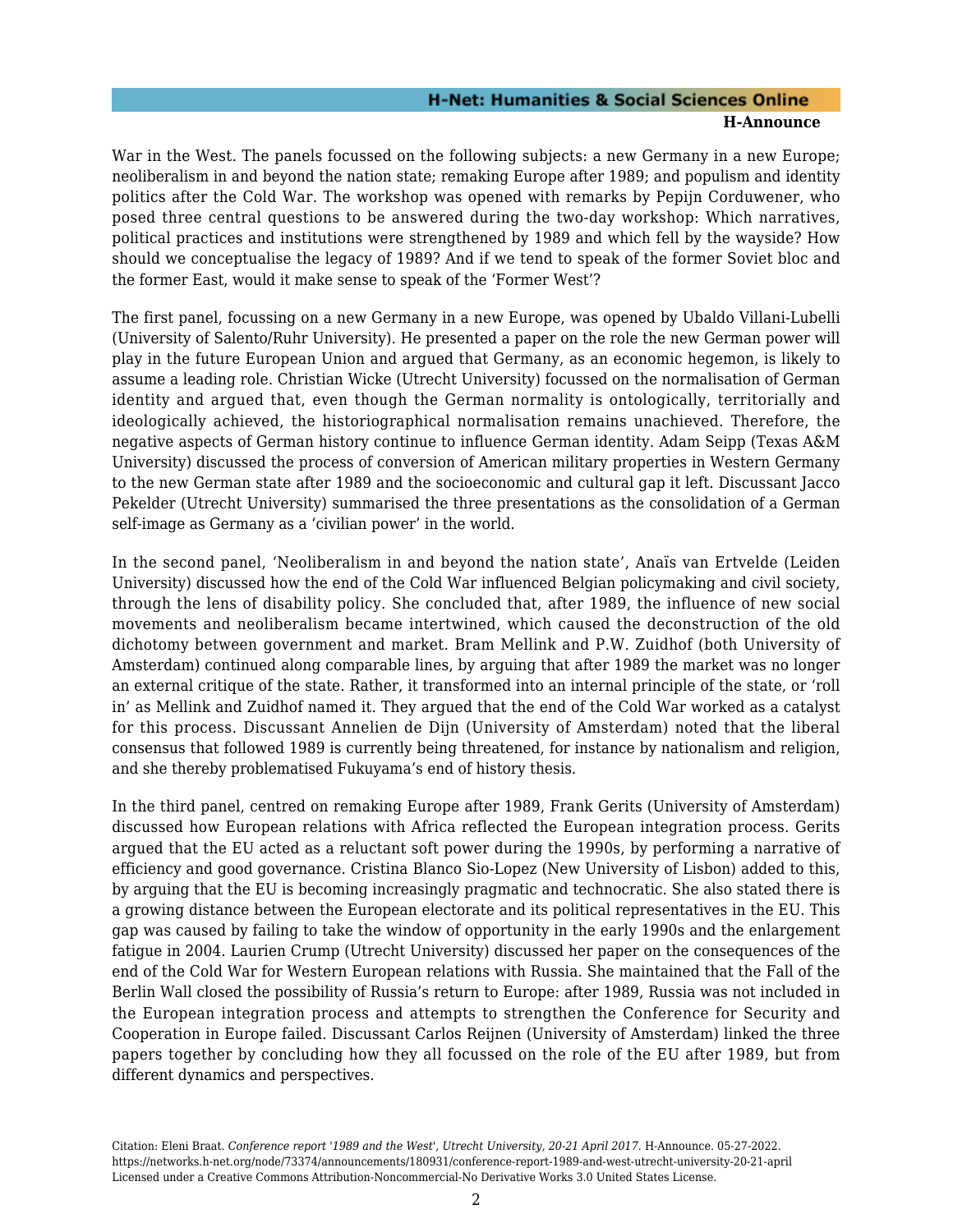War in the West. The panels focussed on the following subjects: a new Germany in a new Europe; neoliberalism in and beyond the nation state; remaking Europe after 1989; and populism and identity politics after the Cold War. The workshop was opened with remarks by Pepijn Corduwener, who posed three central questions to be answered during the two-day workshop: Which narratives, political practices and institutions were strengthened by 1989 and which fell by the wayside? How should we conceptualise the legacy of 1989? And if we tend to speak of the former Soviet bloc and the former East, would it make sense to speak of the 'Former West'?

The first panel, focussing on a new Germany in a new Europe, was opened by Ubaldo Villani-Lubelli (University of Salento/Ruhr University). He presented a paper on the role the new German power will play in the future European Union and argued that Germany, as an economic hegemon, is likely to assume a leading role. Christian Wicke (Utrecht University) focussed on the normalisation of German identity and argued that, even though the German normality is ontologically, territorially and ideologically achieved, the historiographical normalisation remains unachieved. Therefore, the negative aspects of German history continue to influence German identity. Adam Seipp (Texas A&M University) discussed the process of conversion of American military properties in Western Germany to the new German state after 1989 and the socioeconomic and cultural gap it left. Discussant Jacco Pekelder (Utrecht University) summarised the three presentations as the consolidation of a German self-image as Germany as a 'civilian power' in the world.

In the second panel, 'Neoliberalism in and beyond the nation state', Anaïs van Ertvelde (Leiden University) discussed how the end of the Cold War influenced Belgian policymaking and civil society, through the lens of disability policy. She concluded that, after 1989, the influence of new social movements and neoliberalism became intertwined, which caused the deconstruction of the old dichotomy between government and market. Bram Mellink and P.W. Zuidhof (both University of Amsterdam) continued along comparable lines, by arguing that after 1989 the market was no longer an external critique of the state. Rather, it transformed into an internal principle of the state, or 'roll in' as Mellink and Zuidhof named it. They argued that the end of the Cold War worked as a catalyst for this process. Discussant Annelien de Dijn (University of Amsterdam) noted that the liberal consensus that followed 1989 is currently being threatened, for instance by nationalism and religion, and she thereby problematised Fukuyama's end of history thesis.

In the third panel, centred on remaking Europe after 1989, Frank Gerits (University of Amsterdam) discussed how European relations with Africa reflected the European integration process. Gerits argued that the EU acted as a reluctant soft power during the 1990s, by performing a narrative of efficiency and good governance. Cristina Blanco Sio-Lopez (New University of Lisbon) added to this, by arguing that the EU is becoming increasingly pragmatic and technocratic. She also stated there is a growing distance between the European electorate and its political representatives in the EU. This gap was caused by failing to take the window of opportunity in the early 1990s and the enlargement fatigue in 2004. Laurien Crump (Utrecht University) discussed her paper on the consequences of the end of the Cold War for Western European relations with Russia. She maintained that the Fall of the Berlin Wall closed the possibility of Russia's return to Europe: after 1989, Russia was not included in the European integration process and attempts to strengthen the Conference for Security and Cooperation in Europe failed. Discussant Carlos Reijnen (University of Amsterdam) linked the three papers together by concluding how they all focussed on the role of the EU after 1989, but from different dynamics and perspectives.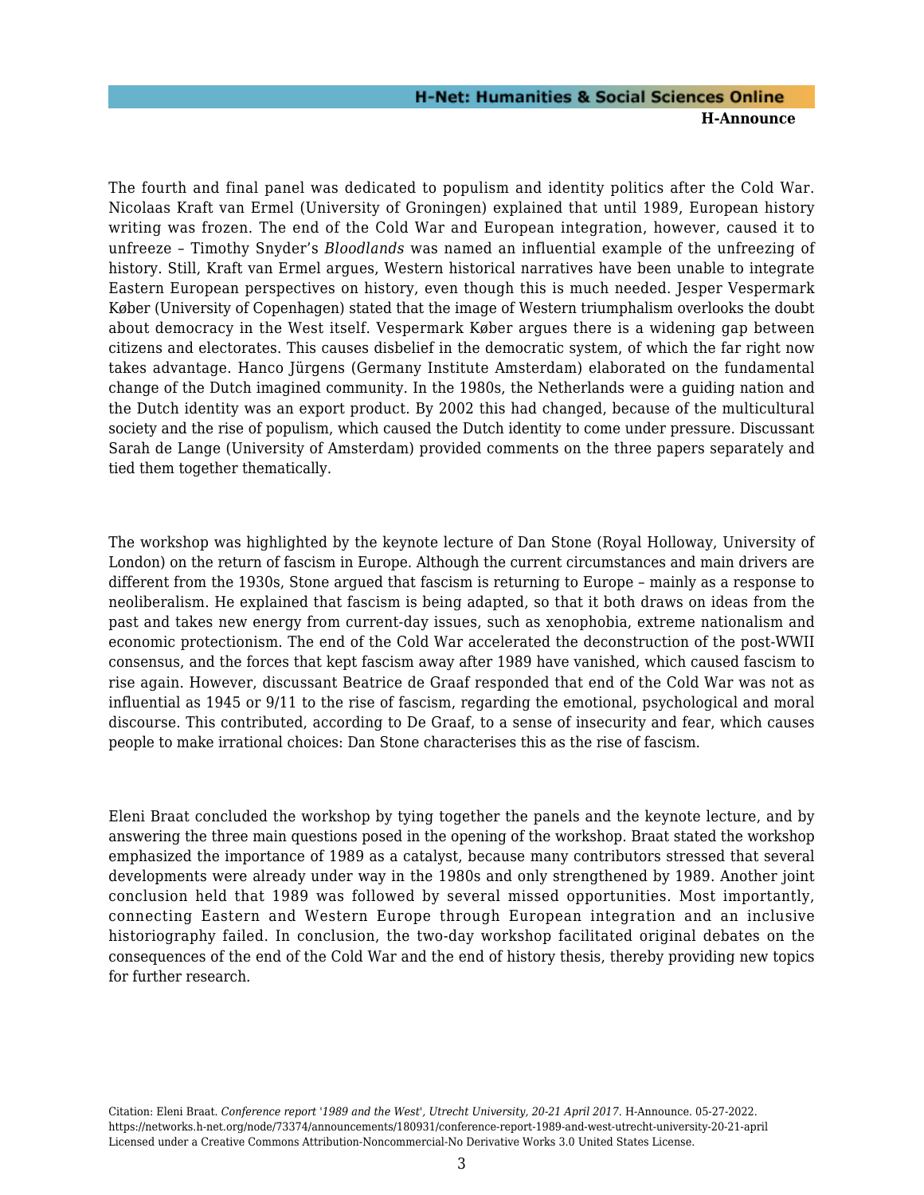The fourth and final panel was dedicated to populism and identity politics after the Cold War. Nicolaas Kraft van Ermel (University of Groningen) explained that until 1989, European history writing was frozen. The end of the Cold War and European integration, however, caused it to unfreeze – Timothy Snyder's *Bloodlands* was named an influential example of the unfreezing of history. Still, Kraft van Ermel argues, Western historical narratives have been unable to integrate Eastern European perspectives on history, even though this is much needed. Jesper Vespermark Køber (University of Copenhagen) stated that the image of Western triumphalism overlooks the doubt about democracy in the West itself. Vespermark Køber argues there is a widening gap between citizens and electorates. This causes disbelief in the democratic system, of which the far right now takes advantage. Hanco Jürgens (Germany Institute Amsterdam) elaborated on the fundamental change of the Dutch imagined community. In the 1980s, the Netherlands were a guiding nation and the Dutch identity was an export product. By 2002 this had changed, because of the multicultural society and the rise of populism, which caused the Dutch identity to come under pressure. Discussant Sarah de Lange (University of Amsterdam) provided comments on the three papers separately and tied them together thematically.

The workshop was highlighted by the keynote lecture of Dan Stone (Royal Holloway, University of London) on the return of fascism in Europe. Although the current circumstances and main drivers are different from the 1930s, Stone argued that fascism is returning to Europe – mainly as a response to neoliberalism. He explained that fascism is being adapted, so that it both draws on ideas from the past and takes new energy from current-day issues, such as xenophobia, extreme nationalism and economic protectionism. The end of the Cold War accelerated the deconstruction of the post-WWII consensus, and the forces that kept fascism away after 1989 have vanished, which caused fascism to rise again. However, discussant Beatrice de Graaf responded that end of the Cold War was not as influential as 1945 or 9/11 to the rise of fascism, regarding the emotional, psychological and moral discourse. This contributed, according to De Graaf, to a sense of insecurity and fear, which causes people to make irrational choices: Dan Stone characterises this as the rise of fascism.

Eleni Braat concluded the workshop by tying together the panels and the keynote lecture, and by answering the three main questions posed in the opening of the workshop. Braat stated the workshop emphasized the importance of 1989 as a catalyst, because many contributors stressed that several developments were already under way in the 1980s and only strengthened by 1989. Another joint conclusion held that 1989 was followed by several missed opportunities. Most importantly, connecting Eastern and Western Europe through European integration and an inclusive historiography failed. In conclusion, the two-day workshop facilitated original debates on the consequences of the end of the Cold War and the end of history thesis, thereby providing new topics for further research.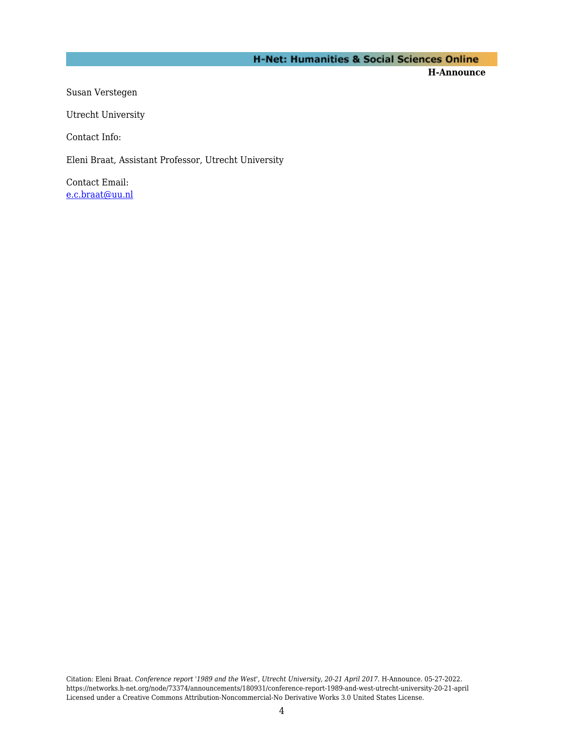Susan Verstegen

Utrecht University

Contact Info:

Eleni Braat, Assistant Professor, Utrecht University

Contact Email:
e.c.braat@uu.nl